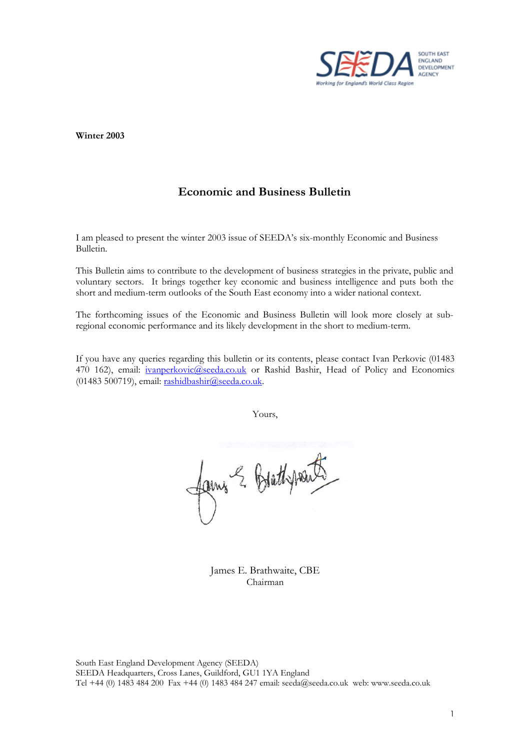**Winter 2003**

# Economic and Business Bulletin

I am pleased to present the winter 2003 issue of SEEDA's six-monthly Economic and Business Bulletin.

This Bulletin aims to contribute to the development of business strategies in the private, public and voluntary sectors. It brings together key economic and business intelligence and puts both the short and medium-term outlooks of the South East economy into a wider national context.

The forthcoming issues of the Economic and Business Bulletin will look more closely at sub-regional economic performance and its likely development in the short to medium-term.

If you have any queries regarding this bulletin or its contents, please contact Ivan Perkovic (01483 470 162), email: ivanperkovic@seeda.co.uk or Rashid Bashir, Head of Policy and Economics (01483 500719), email: rashidbashir@seeda.co.uk.

Yours,

James E. Brathwaite, CBE
Chairman

South East England Development Agency (SEEDA)
SEEDA Headquarters, Cross Lanes, Guildford, GU1 1YA England
Tel +44 (0) 1483 484 200 Fax +44 (0) 1483 484 247 email: seeda@seeda.co.uk web: www.seeda.co.uk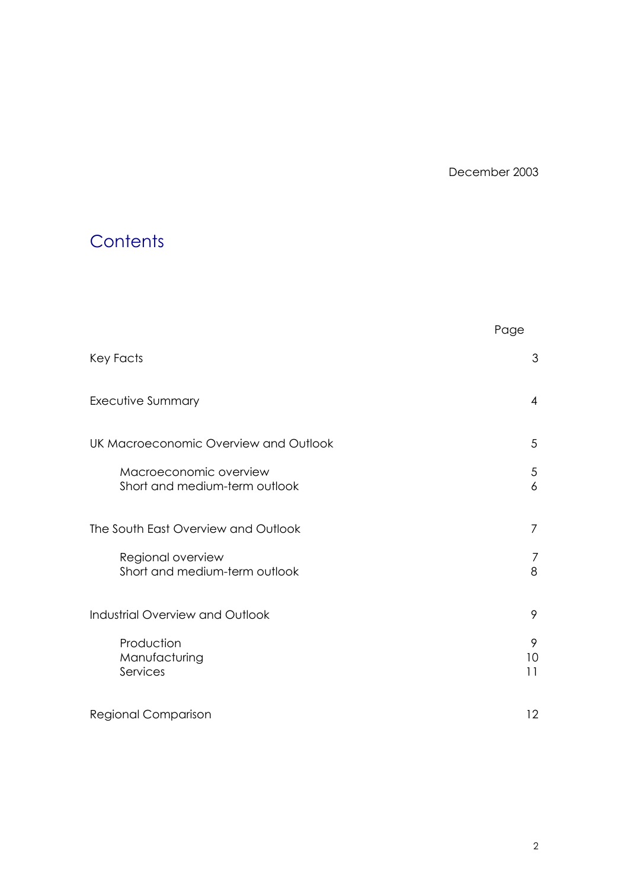December 2003

# Contents

| | Page |
|---|---|
| Key Facts | 3 |
| Executive Summary | 4 |
| UK Macroeconomic Overview and Outlook | 5 |
| Macroeconomic overview | 5 |
| Short and medium-term outlook | 6 |
| The South East Overview and Outlook | 7 |
| Regional overview | 7 |
| Short and medium-term outlook | 8 |
| Industrial Overview and Outlook | 9 |
| Production | 9 |
| Manufacturing | 10 |
| Services | 11 |
| Regional Comparison | 12 |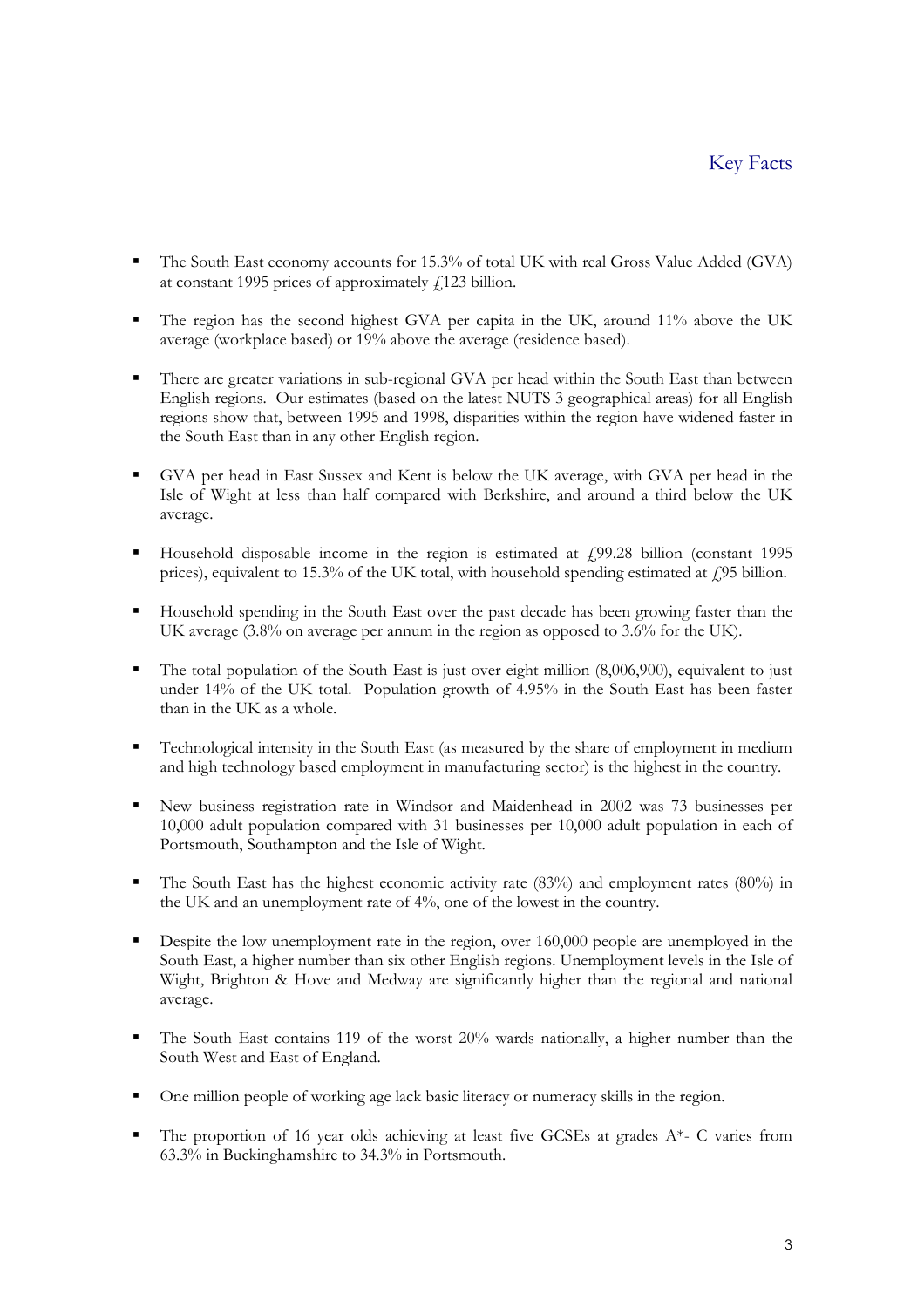# Key Facts

- The South East economy accounts for 15.3% of total UK with real Gross Value Added (GVA) at constant 1995 prices of approximately £123 billion.
- The region has the second highest GVA per capita in the UK, around 11% above the UK average (workplace based) or 19% above the average (residence based).
- There are greater variations in sub-regional GVA per head within the South East than between English regions. Our estimates (based on the latest NUTS 3 geographical areas) for all English regions show that, between 1995 and 1998, disparities within the region have widened faster in the South East than in any other English region.
- GVA per head in East Sussex and Kent is below the UK average, with GVA per head in the Isle of Wight at less than half compared with Berkshire, and around a third below the UK average.
- Household disposable income in the region is estimated at £99.28 billion (constant 1995 prices), equivalent to 15.3% of the UK total, with household spending estimated at £95 billion.
- Household spending in the South East over the past decade has been growing faster than the UK average (3.8% on average per annum in the region as opposed to 3.6% for the UK).
- The total population of the South East is just over eight million (8,006,900), equivalent to just under 14% of the UK total. Population growth of 4.95% in the South East has been faster than in the UK as a whole.
- Technological intensity in the South East (as measured by the share of employment in medium and high technology based employment in manufacturing sector) is the highest in the country.
- New business registration rate in Windsor and Maidenhead in 2002 was 73 businesses per 10,000 adult population compared with 31 businesses per 10,000 adult population in each of Portsmouth, Southampton and the Isle of Wight.
- The South East has the highest economic activity rate (83%) and employment rates (80%) in the UK and an unemployment rate of 4%, one of the lowest in the country.
- Despite the low unemployment rate in the region, over 160,000 people are unemployed in the South East, a higher number than six other English regions. Unemployment levels in the Isle of Wight, Brighton & Hove and Medway are significantly higher than the regional and national average.
- The South East contains 119 of the worst 20% wards nationally, a higher number than the South West and East of England.
- One million people of working age lack basic literacy or numeracy skills in the region.
- The proportion of 16 year olds achieving at least five GCSEs at grades A*- C varies from 63.3% in Buckinghamshire to 34.3% in Portsmouth.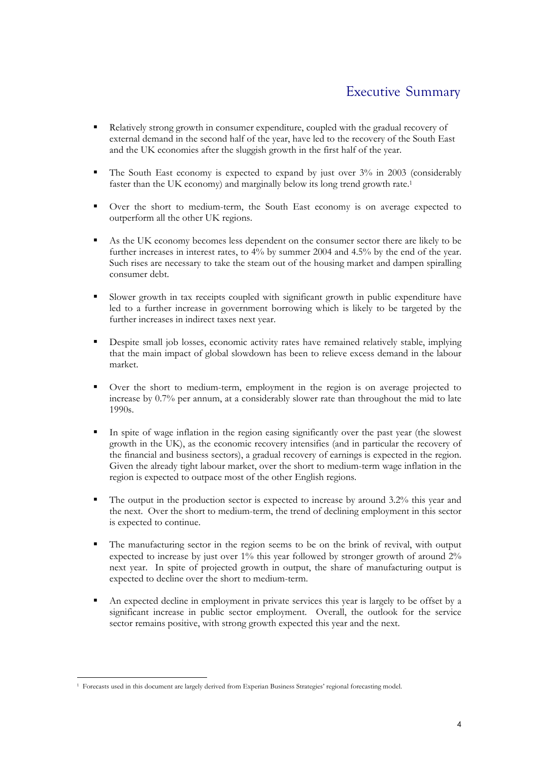# Executive Summary

- Relatively strong growth in consumer expenditure, coupled with the gradual recovery of external demand in the second half of the year, have led to the recovery of the South East and the UK economies after the sluggish growth in the first half of the year.

- The South East economy is expected to expand by just over 3% in 2003 (considerably faster than the UK economy) and marginally below its long trend growth rate.[1]

- Over the short to medium-term, the South East economy is on average expected to outperform all the other UK regions.

- As the UK economy becomes less dependent on the consumer sector there are likely to be further increases in interest rates, to 4% by summer 2004 and 4.5% by the end of the year. Such rises are necessary to take the steam out of the housing market and dampen spiralling consumer debt.

- Slower growth in tax receipts coupled with significant growth in public expenditure have led to a further increase in government borrowing which is likely to be targeted by the further increases in indirect taxes next year.

- Despite small job losses, economic activity rates have remained relatively stable, implying that the main impact of global slowdown has been to relieve excess demand in the labour market.

- Over the short to medium-term, employment in the region is on average projected to increase by 0.7% per annum, at a considerably slower rate than throughout the mid to late 1990s.

- In spite of wage inflation in the region easing significantly over the past year (the slowest growth in the UK), as the economic recovery intensifies (and in particular the recovery of the financial and business sectors), a gradual recovery of earnings is expected in the region. Given the already tight labour market, over the short to medium-term wage inflation in the region is expected to outpace most of the other English regions.

- The output in the production sector is expected to increase by around 3.2% this year and the next. Over the short to medium-term, the trend of declining employment in this sector is expected to continue.

- The manufacturing sector in the region seems to be on the brink of revival, with output expected to increase by just over 1% this year followed by stronger growth of around 2% next year. In spite of projected growth in output, the share of manufacturing output is expected to decline over the short to medium-term.

- An expected decline in employment in private services this year is largely to be offset by a significant increase in public sector employment. Overall, the outlook for the service sector remains positive, with strong growth expected this year and the next.

---

[1] Forecasts used in this document are largely derived from Experian Business Strategies' regional forecasting model.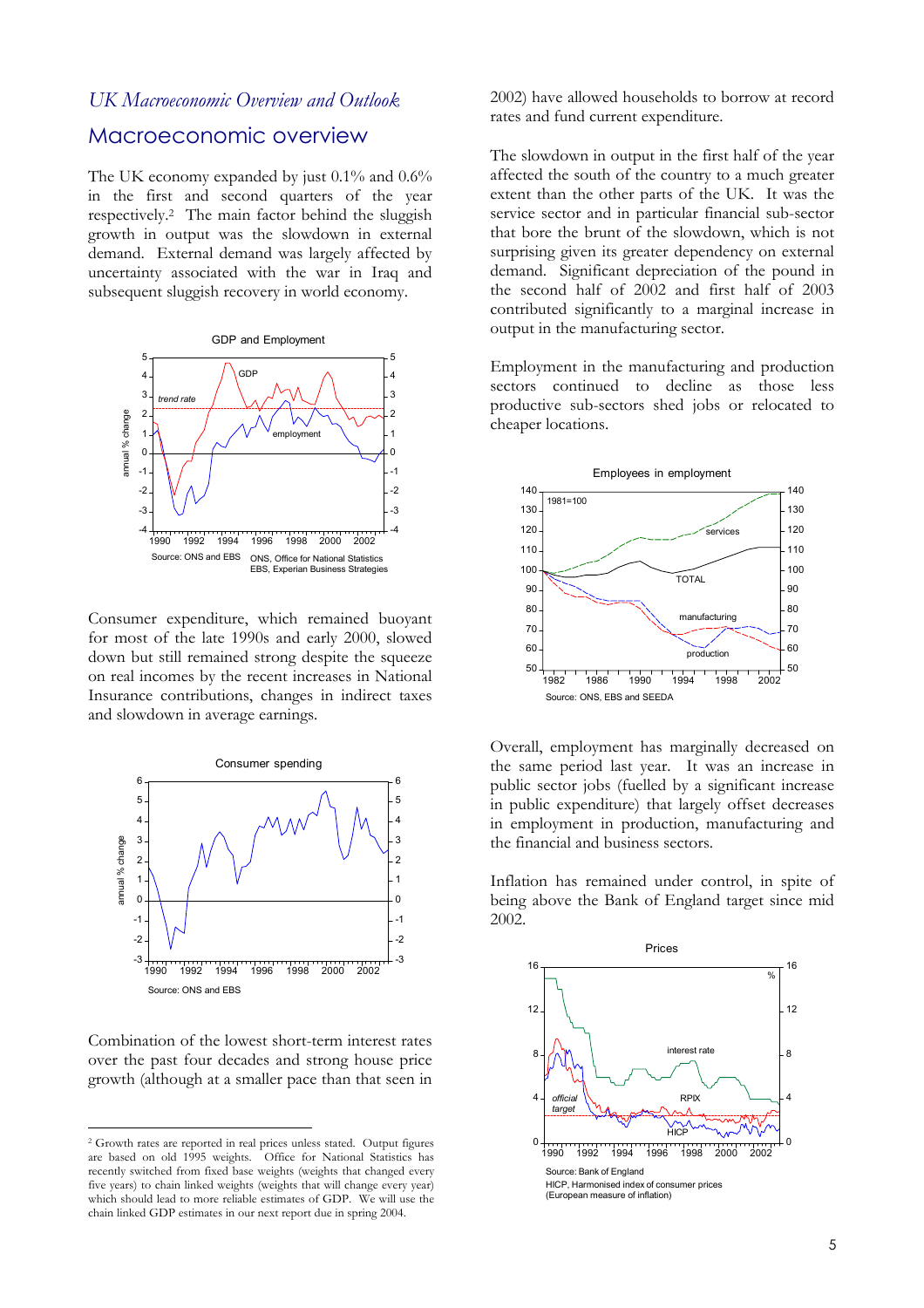*UK Macroeconomic Overview and Outlook*

## Macroeconomic overview

The UK economy expanded by just 0.1% and 0.6% in the first and second quarters of the year respectively.[2] The main factor behind the sluggish growth in output was the slowdown in external demand. External demand was largely affected by uncertainty associated with the war in Iraq and subsequent sluggish recovery in world economy.

GDP and Employment

Source: ONS and EBS — ONS, Office for National Statistics; EBS, Experian Business Strategies

Consumer expenditure, which remained buoyant for most of the late 1990s and early 2000, slowed down but still remained strong despite the squeeze on real incomes by the recent increases in National Insurance contributions, changes in indirect taxes and slowdown in average earnings.

Consumer spending

Source: ONS and EBS

Combination of the lowest short-term interest rates over the past four decades and strong house price growth (although at a smaller pace than that seen in 2002) have allowed households to borrow at record rates and fund current expenditure.

The slowdown in output in the first half of the year affected the south of the country to a much greater extent than the other parts of the UK. It was the service sector and in particular financial sub-sector that bore the brunt of the slowdown, which is not surprising given its greater dependency on external demand. Significant depreciation of the pound in the second half of 2002 and first half of 2003 contributed significantly to a marginal increase in output in the manufacturing sector.

Employment in the manufacturing and production sectors continued to decline as those less productive sub-sectors shed jobs or relocated to cheaper locations.

Employees in employment

Source: ONS, EBS and SEEDA

Overall, employment has marginally decreased on the same period last year. It was an increase in public sector jobs (fuelled by a significant increase in public expenditure) that largely offset decreases in employment in production, manufacturing and the financial and business sectors.

Inflation has remained under control, in spite of being above the Bank of England target since mid 2002.

Prices

Source: Bank of England — HICP, Harmonised index of consumer prices (European measure of inflation)

---

[2] Growth rates are reported in real prices unless stated. Output figures are based on old 1995 weights. Office for National Statistics has recently switched from fixed base weights (weights that changed every five years) to chain linked weights (weights that will change every year) which should lead to more reliable estimates of GDP. We will use the chain linked GDP estimates in our next report due in spring 2004.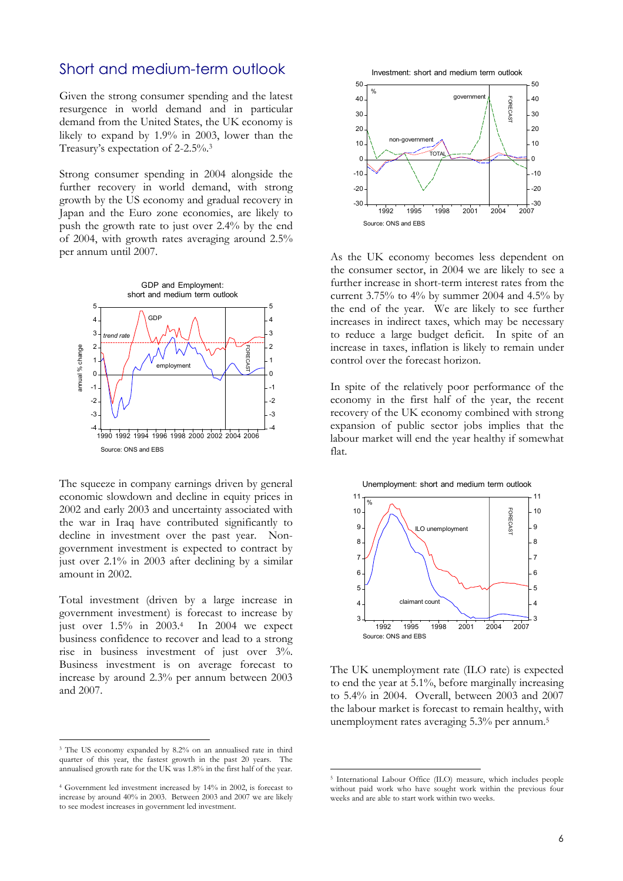## Short and medium-term outlook

Given the strong consumer spending and the latest resurgence in world demand and in particular demand from the United States, the UK economy is likely to expand by 1.9% in 2003, lower than the Treasury's expectation of 2-2.5%.[3]

Strong consumer spending in 2004 alongside the further recovery in world demand, with strong growth by the US economy and gradual recovery in Japan and the Euro zone economies, are likely to push the growth rate to just over 2.4% by the end of 2004, with growth rates averaging around 2.5% per annum until 2007.

The squeeze in company earnings driven by general economic slowdown and decline in equity prices in 2002 and early 2003 and uncertainty associated with the war in Iraq have contributed significantly to decline in investment over the past year. Non-government investment is expected to contract by just over 2.1% in 2003 after declining by a similar amount in 2002.

Total investment (driven by a large increase in government investment) is forecast to increase by just over 1.5% in 2003.[4] In 2004 we expect business confidence to recover and lead to a strong rise in business investment of just over 3%. Business investment is on average forecast to increase by around 2.3% per annum between 2003 and 2007.

As the UK economy becomes less dependent on the consumer sector, in 2004 we are likely to see a further increase in short-term interest rates from the current 3.75% to 4% by summer 2004 and 4.5% by the end of the year. We are likely to see further increases in indirect taxes, which may be necessary to reduce a large budget deficit. In spite of an increase in taxes, inflation is likely to remain under control over the forecast horizon.

In spite of the relatively poor performance of the economy in the first half of the year, the recent recovery of the UK economy combined with strong expansion of public sector jobs implies that the labour market will end the year healthy if somewhat flat.

The UK unemployment rate (ILO rate) is expected to end the year at 5.1%, before marginally increasing to 5.4% in 2004. Overall, between 2003 and 2007 the labour market is forecast to remain healthy, with unemployment rates averaging 5.3% per annum.[5]

---

[3] The US economy expanded by 8.2% on an annualised rate in third quarter of this year, the fastest growth in the past 20 years. The annualised growth rate for the UK was 1.8% in the first half of the year.

[4] Government led investment increased by 14% in 2002, is forecast to increase by around 40% in 2003. Between 2003 and 2007 we are likely to see modest increases in government led investment.

[5] International Labour Office (ILO) measure, which includes people without paid work who have sought work within the previous four weeks and are able to start work within two weeks.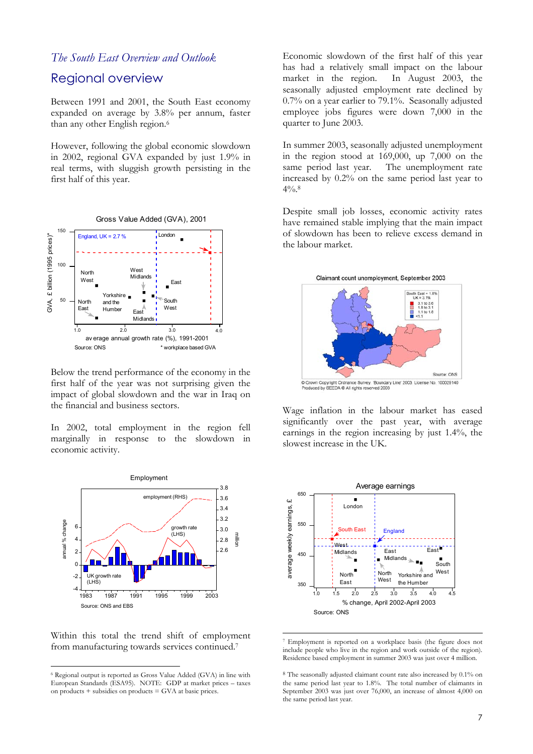*The South East Overview and Outlook*

## Regional overview

Between 1991 and 2001, the South East economy expanded on average by 3.8% per annum, faster than any other English region.[6]

However, following the global economic slowdown in 2002, regional GVA expanded by just 1.9% in real terms, with sluggish growth persisting in the first half of this year.

Gross Value Added (GVA), 2001

Source: ONS * workplace based GVA

Below the trend performance of the economy in the first half of the year was not surprising given the impact of global slowdown and the war in Iraq on the financial and business sectors.

In 2002, total employment in the region fell marginally in response to the slowdown in economic activity.

Employment

Source: ONS and EBS

Within this total the trend shift of employment from manufacturing towards services continued.[7]

Economic slowdown of the first half of this year has had a relatively small impact on the labour market in the region. In August 2003, the seasonally adjusted employment rate declined by 0.7% on a year earlier to 79.1%. Seasonally adjusted employee jobs figures were down 7,000 in the quarter to June 2003.

In summer 2003, seasonally adjusted unemployment in the region stood at 169,000, up 7,000 on the same period last year. The unemployment rate increased by 0.2% on the same period last year to 4%.[8]

Despite small job losses, economic activity rates have remained stable implying that the main impact of slowdown has been to relieve excess demand in the labour market.

Claimant count unemployment, September 2003

© Crown Copyright Ordnance Survey 'Boundary Line' 2003 License No. 100029140
Produced by SEEDA © All rights reserved 2003

Wage inflation in the labour market has eased significantly over the past year, with average earnings in the region increasing by just 1.4%, the slowest increase in the UK.

Average earnings

Source: ONS

---

[6] Regional output is reported as Gross Value Added (GVA) in line with European Standards (ESA95). NOTE: GDP at market prices – taxes on products + subsidies on products = GVA at basic prices.

[7] Employment is reported on a workplace basis (the figure does not include people who live in the region and work outside of the region). Residence based employment in summer 2003 was just over 4 million.

[8] The seasonally adjusted claimant count rate also increased by 0.1% on the same period last year to 1.8%. The total number of claimants in September 2003 was just over 76,000, an increase of almost 4,000 on the same period last year.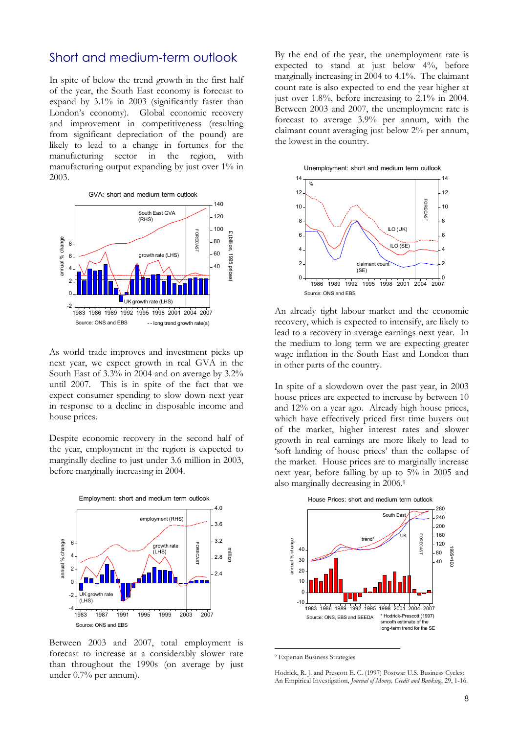## Short and medium-term outlook

In spite of below the trend growth in the first half of the year, the South East economy is forecast to expand by 3.1% in 2003 (significantly faster than London's economy). Global economic recovery and improvement in competitiveness (resulting from significant depreciation of the pound) are likely to lead to a change in fortunes for the manufacturing sector in the region, with manufacturing output expanding by just over 1% in 2003.

GVA: short and medium term outlook

Source: ONS and EBS

As world trade improves and investment picks up next year, we expect growth in real GVA in the South East of 3.3% in 2004 and on average by 3.2% until 2007. This is in spite of the fact that we expect consumer spending to slow down next year in response to a decline in disposable income and house prices.

Despite economic recovery in the second half of the year, employment in the region is expected to marginally decline to just under 3.6 million in 2003, before marginally increasing in 2004.

Employment: short and medium term outlook

Source: ONS and EBS

Between 2003 and 2007, total employment is forecast to increase at a considerably slower rate than throughout the 1990s (on average by just under 0.7% per annum).

By the end of the year, the unemployment rate is expected to stand at just below 4%, before marginally increasing in 2004 to 4.1%. The claimant count rate is also expected to end the year higher at just over 1.8%, before increasing to 2.1% in 2004. Between 2003 and 2007, the unemployment rate is forecast to average 3.9% per annum, with the claimant count averaging just below 2% per annum, the lowest in the country.

Unemployment: short and medium term outlook

Source: ONS and EBS

An already tight labour market and the economic recovery, which is expected to intensify, are likely to lead to a recovery in average earnings next year. In the medium to long term we are expecting greater wage inflation in the South East and London than in other parts of the country.

In spite of a slowdown over the past year, in 2003 house prices are expected to increase by between 10 and 12% on a year ago. Already high house prices, which have effectively priced first time buyers out of the market, higher interest rates and slower growth in real earnings are more likely to lead to 'soft landing of house prices' than the collapse of the market. House prices are to marginally increase next year, before falling by up to 5% in 2005 and also marginally decreasing in 2006.[9]

House Prices: short and medium term outlook

Source: ONS, EBS and SEEDA

\* Hodrick-Prescott (1997) smooth estimate of the long-term trend for the SE

---

[9] Experian Business Strategies

Hodrick, R. J. and Prescott E. C. (1997) Postwar U.S. Business Cycles: An Empirical Investigation, *Journal of Money, Credit and Banking*, 29, 1-16.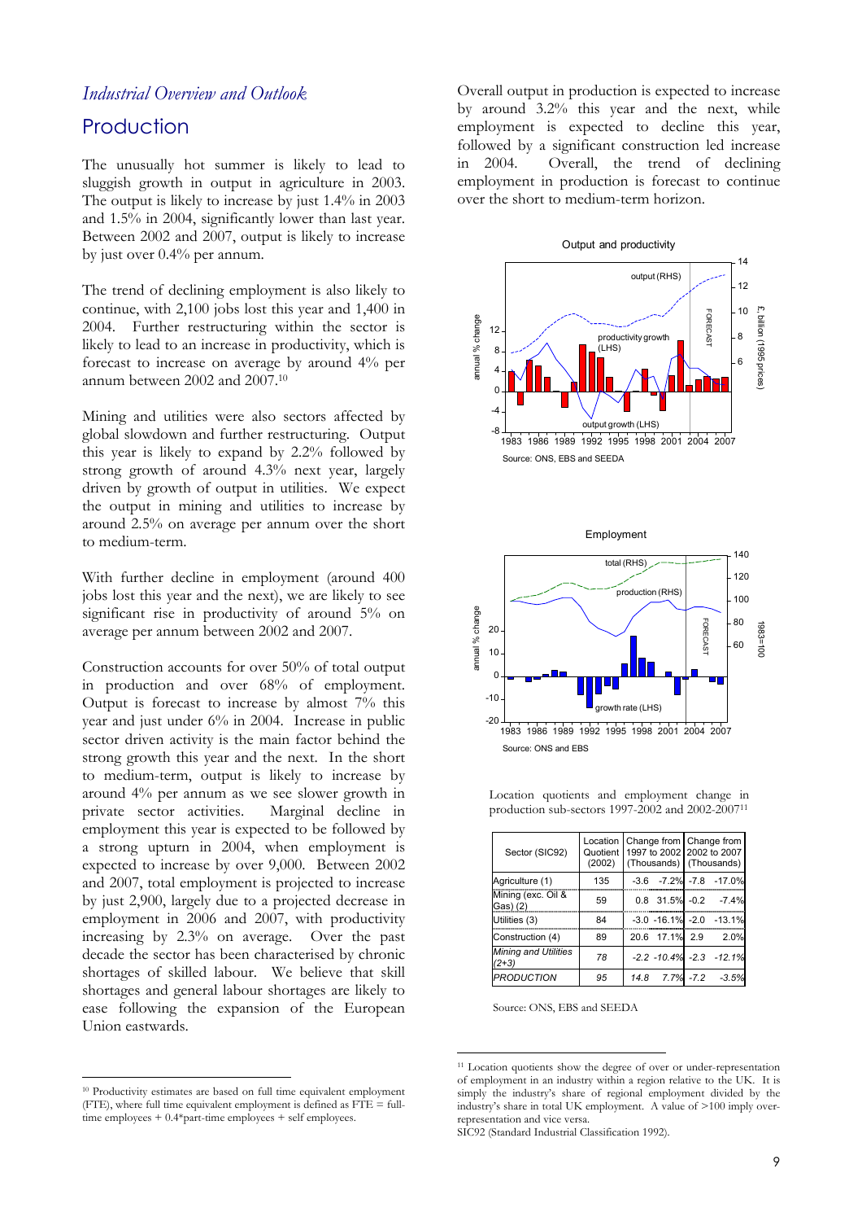*Industrial Overview and Outlook*

## Production

The unusually hot summer is likely to lead to sluggish growth in output in agriculture in 2003. The output is likely to increase by just 1.4% in 2003 and 1.5% in 2004, significantly lower than last year. Between 2002 and 2007, output is likely to increase by just over 0.4% per annum.

The trend of declining employment is also likely to continue, with 2,100 jobs lost this year and 1,400 in 2004. Further restructuring within the sector is likely to lead to an increase in productivity, which is forecast to increase on average by around 4% per annum between 2002 and 2007.[10]

Mining and utilities were also sectors affected by global slowdown and further restructuring. Output this year is likely to expand by 2.2% followed by strong growth of around 4.3% next year, largely driven by growth of output in utilities. We expect the output in mining and utilities to increase by around 2.5% on average per annum over the short to medium-term.

With further decline in employment (around 400 jobs lost this year and the next), we are likely to see significant rise in productivity of around 5% on average per annum between 2002 and 2007.

Construction accounts for over 50% of total output in production and over 68% of employment. Output is forecast to increase by almost 7% this year and just under 6% in 2004. Increase in public sector driven activity is the main factor behind the strong growth this year and the next. In the short to medium-term, output is likely to increase by around 4% per annum as we see slower growth in private sector activities. Marginal decline in employment this year is expected to be followed by a strong upturn in 2004, when employment is expected to increase by over 9,000. Between 2002 and 2007, total employment is projected to increase by just 2,900, largely due to a projected decrease in employment in 2006 and 2007, with productivity increasing by 2.3% on average. Over the past decade the sector has been characterised by chronic shortages of skilled labour. We believe that skill shortages and general labour shortages are likely to ease following the expansion of the European Union eastwards.

Overall output in production is expected to increase by around 3.2% this year and the next, while employment is expected to decline this year, followed by a significant construction led increase in 2004. Overall, the trend of declining employment in production is forecast to continue over the short to medium-term horizon.

Output and productivity

Source: ONS, EBS and SEEDA

Employment

Source: ONS and EBS

Location quotients and employment change in production sub-sectors 1997-2002 and 2002-2007[11]

| Sector (SIC92) | Location Quotient (2002) | Change from 1997 to 2002 (Thousands) | | Change from 2002 to 2007 (Thousands) | |
|---|---|---|---|---|---|
| Agriculture (1) | 135 | -3.6 | -7.2% | -7.8 | -17.0% |
| Mining (exc. Oil & Gas) (2) | 59 | 0.8 | 31.5% | -0.2 | -7.4% |
| Utilities (3) | 84 | -3.0 | -16.1% | -2.0 | -13.1% |
| Construction (4) | 89 | 20.6 | 17.1% | 2.9 | 2.0% |
| *Mining and Utilities (2+3)* | *78* | *-2.2* | *-10.4%* | *-2.3* | *-12.1%* |
| *PRODUCTION* | *95* | *14.8* | *7.7%* | *-7.2* | *-3.5%* |

Source: ONS, EBS and SEEDA

[10] Productivity estimates are based on full time equivalent employment (FTE), where full time equivalent employment is defined as FTE = full-time employees + 0.4*part-time employees + self employees.

[11] Location quotients show the degree of over or under-representation of employment in an industry within a region relative to the UK. It is simply the industry's share of regional employment divided by the industry's share in total UK employment. A value of >100 imply over-representation and vice versa.
SIC92 (Standard Industrial Classification 1992).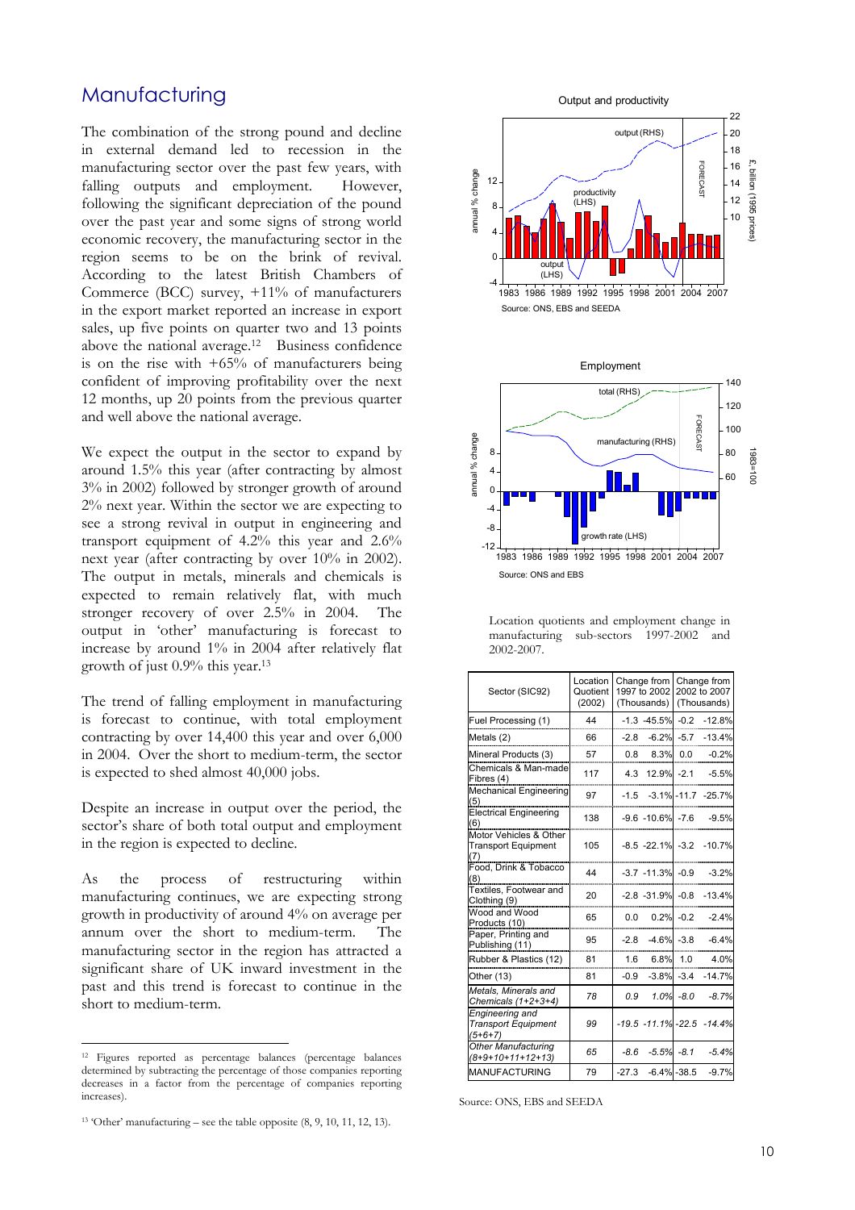## Manufacturing

The combination of the strong pound and decline in external demand led to recession in the manufacturing sector over the past few years, with falling outputs and employment. However, following the significant depreciation of the pound over the past year and some signs of strong world economic recovery, the manufacturing sector in the region seems to be on the brink of revival. According to the latest British Chambers of Commerce (BCC) survey, +11% of manufacturers in the export market reported an increase in export sales, up five points on quarter two and 13 points above the national average.[12] Business confidence is on the rise with +65% of manufacturers being confident of improving profitability over the next 12 months, up 20 points from the previous quarter and well above the national average.

We expect the output in the sector to expand by around 1.5% this year (after contracting by almost 3% in 2002) followed by stronger growth of around 2% next year. Within the sector we are expecting to see a strong revival in output in engineering and transport equipment of 4.2% this year and 2.6% next year (after contracting by over 10% in 2002). The output in metals, minerals and chemicals is expected to remain relatively flat, with much stronger recovery of over 2.5% in 2004. The output in 'other' manufacturing is forecast to increase by around 1% in 2004 after relatively flat growth of just 0.9% this year.[13]

The trend of falling employment in manufacturing is forecast to continue, with total employment contracting by over 14,400 this year and over 6,000 in 2004. Over the short to medium-term, the sector is expected to shed almost 40,000 jobs.

Despite an increase in output over the period, the sector's share of both total output and employment in the region is expected to decline.

As the process of restructuring within manufacturing continues, we are expecting strong growth in productivity of around 4% on average per annum over the short to medium-term. The manufacturing sector in the region has attracted a significant share of UK inward investment in the past and this trend is forecast to continue in the short to medium-term.

Output and productivity

Source: ONS, EBS and SEEDA

Employment

Source: ONS and EBS

Location quotients and employment change in manufacturing sub-sectors 1997-2002 and 2002-2007.

| Sector (SIC92) | Location Quotient (2002) | Change from 1997 to 2002 (Thousands) | | Change from 2002 to 2007 (Thousands) | |
|---|---|---|---|---|---|
| Fuel Processing (1) | 44 | -1.3 | -45.5% | -0.2 | -12.8% |
| Metals (2) | 66 | -2.8 | -6.2% | -5.7 | -13.4% |
| Mineral Products (3) | 57 | 0.8 | 8.3% | 0.0 | -0.2% |
| Chemicals & Man-made Fibres (4) | 117 | 4.3 | 12.9% | -2.1 | -5.5% |
| Mechanical Engineering (5) | 97 | -1.5 | -3.1% | -11.7 | -25.7% |
| Electrical Engineering (6) | 138 | -9.6 | -10.6% | -7.6 | -9.5% |
| Motor Vehicles & Other Transport Equipment (7) | 105 | -8.5 | -22.1% | -3.2 | -10.7% |
| Food, Drink & Tobacco (8) | 44 | -3.7 | -11.3% | -0.9 | -3.2% |
| Textiles, Footwear and Clothing (9) | 20 | -2.8 | -31.9% | -0.8 | -13.4% |
| Wood and Wood Products (10) | 65 | 0.0 | 0.2% | -0.2 | -2.4% |
| Paper, Printing and Publishing (11) | 95 | -2.8 | -4.6% | -3.8 | -6.4% |
| Rubber & Plastics (12) | 81 | 1.6 | 6.8% | 1.0 | 4.0% |
| Other (13) | 81 | -0.9 | -3.8% | -3.4 | -14.7% |
| *Metals, Minerals and Chemicals (1+2+3+4)* | *78* | *0.9* | *1.0%* | *-8.0* | *-8.7%* |
| *Engineering and Transport Equipment (5+6+7)* | *99* | *-19.5* | *-11.1%* | *-22.5* | *-14.4%* |
| *Other Manufacturing (8+9+10+11+12+13)* | *65* | *-8.6* | *-5.5%* | *-8.1* | *-5.4%* |
| MANUFACTURING | 79 | -27.3 | -6.4% | -38.5 | -9.7% |

Source: ONS, EBS and SEEDA

[12] Figures reported as percentage balances (percentage balances determined by subtracting the percentage of those companies reporting decreases in a factor from the percentage of companies reporting increases).

[13] 'Other' manufacturing – see the table opposite (8, 9, 10, 11, 12, 13).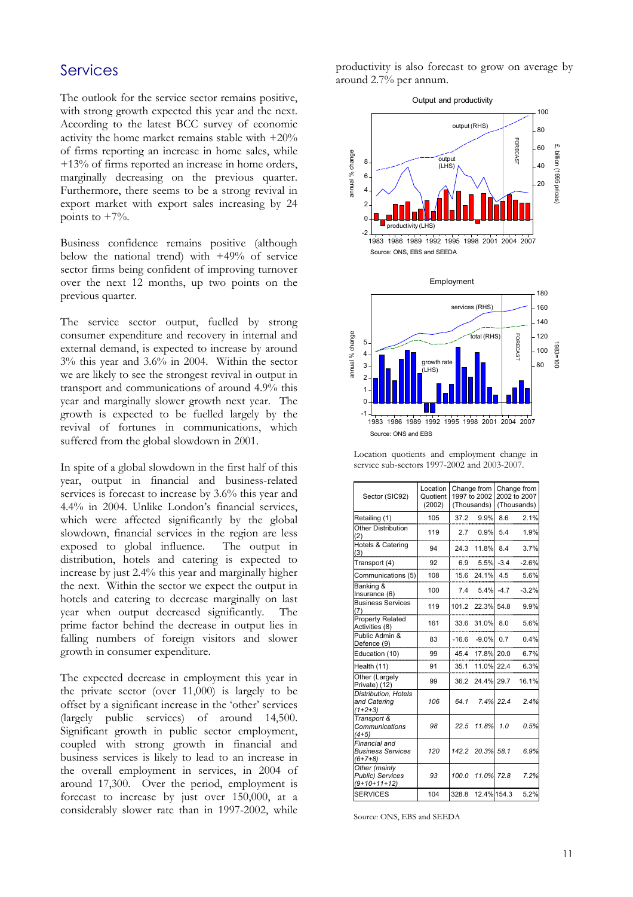## Services

The outlook for the service sector remains positive, with strong growth expected this year and the next. According to the latest BCC survey of economic activity the home market remains stable with +20% of firms reporting an increase in home sales, while +13% of firms reported an increase in home orders, marginally decreasing on the previous quarter. Furthermore, there seems to be a strong revival in export market with export sales increasing by 24 points to +7%.

Business confidence remains positive (although below the national trend) with +49% of service sector firms being confident of improving turnover over the next 12 months, up two points on the previous quarter.

The service sector output, fuelled by strong consumer expenditure and recovery in internal and external demand, is expected to increase by around 3% this year and 3.6% in 2004. Within the sector we are likely to see the strongest revival in output in transport and communications of around 4.9% this year and marginally slower growth next year. The growth is expected to be fuelled largely by the revival of fortunes in communications, which suffered from the global slowdown in 2001.

In spite of a global slowdown in the first half of this year, output in financial and business-related services is forecast to increase by 3.6% this year and 4.4% in 2004. Unlike London's financial services, which were affected significantly by the global slowdown, financial services in the region are less exposed to global influence. The output in distribution, hotels and catering is expected to increase by just 2.4% this year and marginally higher the next. Within the sector we expect the output in hotels and catering to decrease marginally on last year when output decreased significantly. The prime factor behind the decrease in output lies in falling numbers of foreign visitors and slower growth in consumer expenditure.

The expected decrease in employment this year in the private sector (over 11,000) is largely to be offset by a significant increase in the 'other' services (largely public services) of around 14,500. Significant growth in public sector employment, coupled with strong growth in financial and business services is likely to lead to an increase in the overall employment in services, in 2004 of around 17,300. Over the period, employment is forecast to increase by just over 150,000, at a considerably slower rate than in 1997-2002, while productivity is also forecast to grow on average by around 2.7% per annum.

Output and productivity

Source: ONS, EBS and SEEDA

Employment

Source: ONS and EBS

Location quotients and employment change in service sub-sectors 1997-2002 and 2003-2007.

| Sector (SIC92) | Location Quotient (2002) | Change from 1997 to 2002 (Thousands) | | Change from 2002 to 2007 (Thousands) | |
|---|---|---|---|---|---|
| Retailing (1) | 105 | 37.2 | 9.9% | 8.6 | 2.1% |
| Other Distribution (2) | 119 | 2.7 | 0.9% | 5.4 | 1.9% |
| Hotels & Catering (3) | 94 | 24.3 | 11.8% | 8.4 | 3.7% |
| Transport (4) | 92 | 6.9 | 5.5% | -3.4 | -2.6% |
| Communications (5) | 108 | 15.6 | 24.1% | 4.5 | 5.6% |
| Banking & Insurance (6) | 100 | 7.4 | 5.4% | -4.7 | -3.2% |
| Business Services (7) | 119 | 101.2 | 22.3% | 54.8 | 9.9% |
| Property Related Activities (8) | 161 | 33.6 | 31.0% | 8.0 | 5.6% |
| Public Admin & Defence (9) | 83 | -16.6 | -9.0% | 0.7 | 0.4% |
| Education (10) | 99 | 45.4 | 17.8% | 20.0 | 6.7% |
| Health (11) | 91 | 35.1 | 11.0% | 22.4 | 6.3% |
| Other (Largely Private) (12) | 99 | 36.2 | 24.4% | 29.7 | 16.1% |
| *Distribution, Hotels and Catering (1+2+3)* | *106* | *64.1* | *7.4%* | *22.4* | *2.4%* |
| *Transport & Communications (4+5)* | *98* | *22.5* | *11.8%* | *1.0* | *0.5%* |
| *Financial and Business Services (6+7+8)* | *120* | *142.2* | *20.3%* | *58.1* | *6.9%* |
| *Other (mainly Public) Services (9+10+11+12)* | *93* | *100.0* | *11.0%* | *72.8* | *7.2%* |
| SERVICES | 104 | 328.8 | 12.4% | 154.3 | 5.2% |

Source: ONS, EBS and SEEDA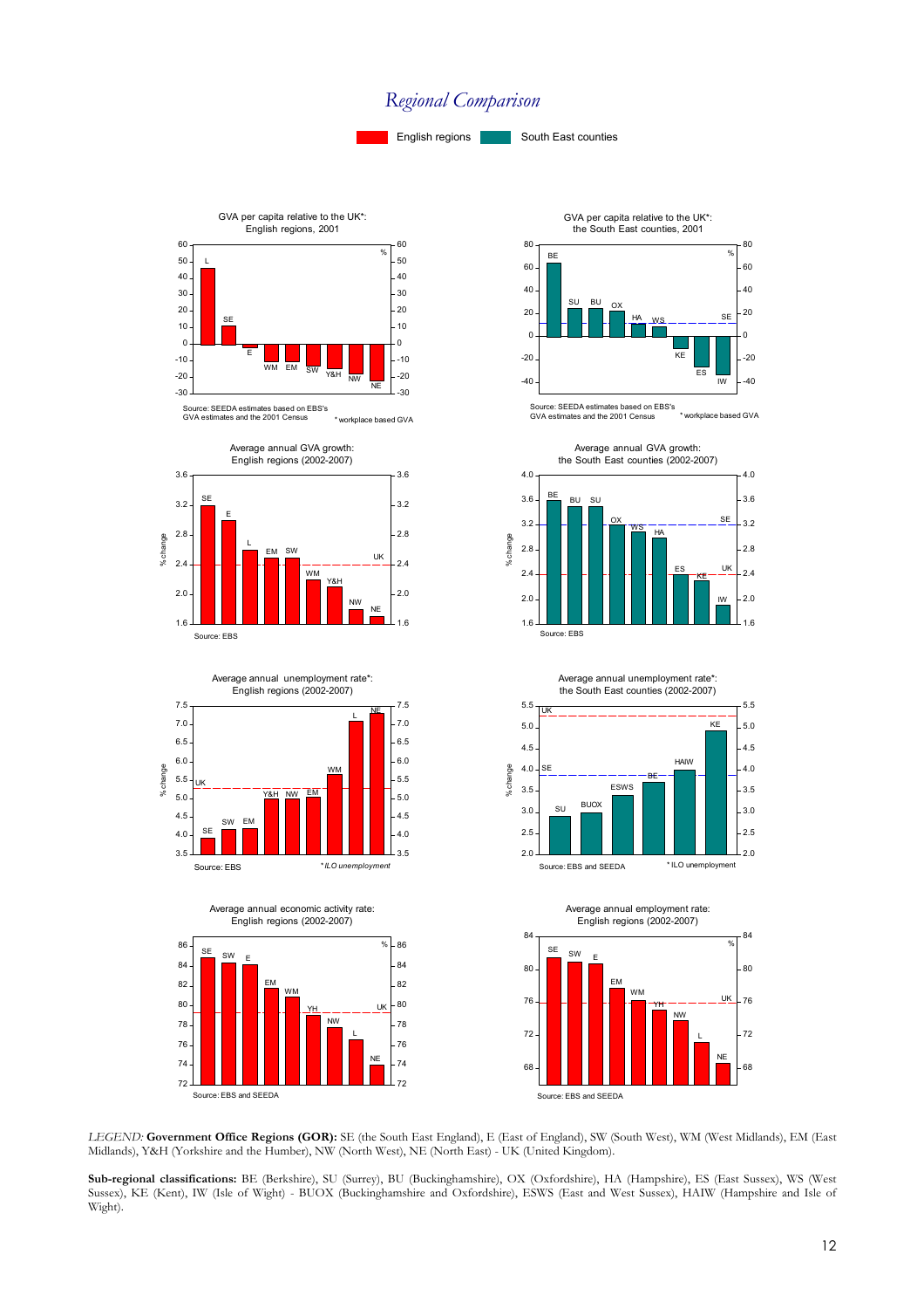# *Regional Comparison*

English regions   South East counties

GVA per capita relative to the UK*: English regions, 2001

60 50 40 30 20 10 0 -10 -20 -30

%

L SE E WM EM SW Y&H NW NE

Source: SEEDA estimates based on EBS's GVA estimates and the 2001 Census

* workplace based GVA

GVA per capita relative to the UK*: the South East counties, 2001

80 60 40 20 0 -20 -40

%

BE SU BU OX HA WS SE KE ES IW

Source: SEEDA estimates based on EBS's GVA estimates and the 2001 Census

* workplace based GVA

Average annual GVA growth: English regions (2002-2007)

3.6 3.2 2.8 2.4 2.0 1.6

% change

SE E L EM SW UK WM Y&H NW NE

Source: EBS

Average annual GVA growth: the South East counties (2002-2007)

4.0 3.6 3.2 2.8 2.4 2.0 1.6

% change

BE BU SU OX WS HA SE ES KE UK IW

Source: EBS

Average annual unemployment rate*: English regions (2002-2007)

7.5 7.0 6.5 6.0 5.5 5.0 4.5 4.0 3.5

% change

UK SE SW EM Y&H NW EM WM L NE

Source: EBS

*ILO unemployment

Average annual unemployment rate*: the South East counties (2002-2007)

5.5 5.0 4.5 4.0 3.5 3.0 2.5 2.0

% change

UK SE SU BUOX ESWS BE HAIW KE

Source: EBS and SEEDA

* ILO unemployment

Average annual economic activity rate: English regions (2002-2007)

86 84 82 80 78 76 74 72

%

SE SW E EM WM YH UK NW L NE

Source: EBS and SEEDA

Average annual employment rate: English regions (2002-2007)

84 80 76 72 68

%

SE SW E EM WM YH UK NW L NE

Source: EBS and SEEDA

*LEGEND:* **Government Office Regions (GOR):** SE (the South East England), E (East of England), SW (South West), WM (West Midlands), EM (East Midlands), Y&H (Yorkshire and the Humber), NW (North West), NE (North East) - UK (United Kingdom).

**Sub-regional classifications:** BE (Berkshire), SU (Surrey), BU (Buckinghamshire), OX (Oxfordshire), HA (Hampshire), ES (East Sussex), WS (West Sussex), KE (Kent), IW (Isle of Wight) - BUOX (Buckinghamshire and Oxfordshire), ESWS (East and West Sussex), HAIW (Hampshire and Isle of Wight).